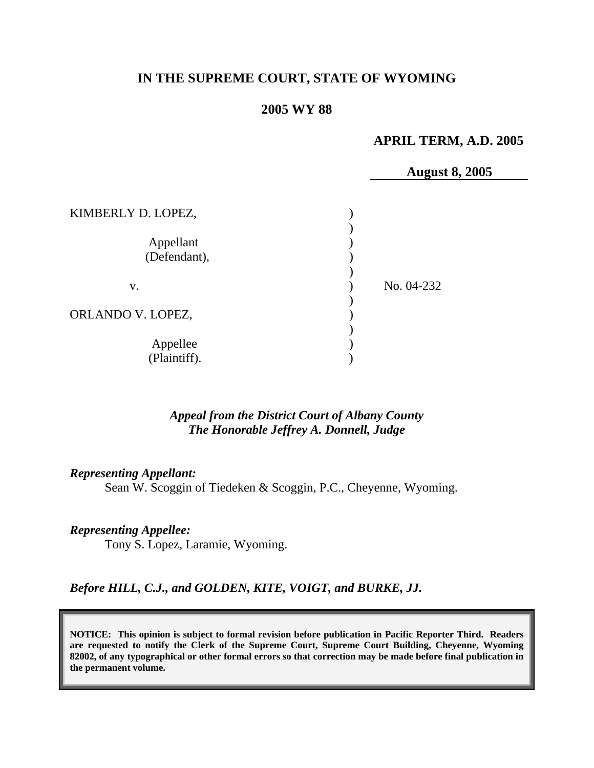# IN THE SUPREME COURT, STATE OF WYOMING

## 2005 WY 88

**APRIL TERM, A.D. 2005**

**August 8, 2005**

| | | |
|---|---|---|
| KIMBERLY D. LOPEZ, Appellant (Defendant), | ) | |
| v. | ) | No. 04-232 |
| ORLANDO V. LOPEZ, Appellee (Plaintiff). | ) | |

*Appeal from the District Court of Albany County*
*The Honorable Jeffrey A. Donnell, Judge*

***Representing Appellant:***
Sean W. Scoggin of Tiedeken & Scoggin, P.C., Cheyenne, Wyoming.

***Representing Appellee:***
Tony S. Lopez, Laramie, Wyoming.

***Before HILL, C.J., and GOLDEN, KITE, VOIGT, and BURKE, JJ.***

**NOTICE: This opinion is subject to formal revision before publication in Pacific Reporter Third. Readers are requested to notify the Clerk of the Supreme Court, Supreme Court Building, Cheyenne, Wyoming 82002, of any typographical or other formal errors so that correction may be made before final publication in the permanent volume.**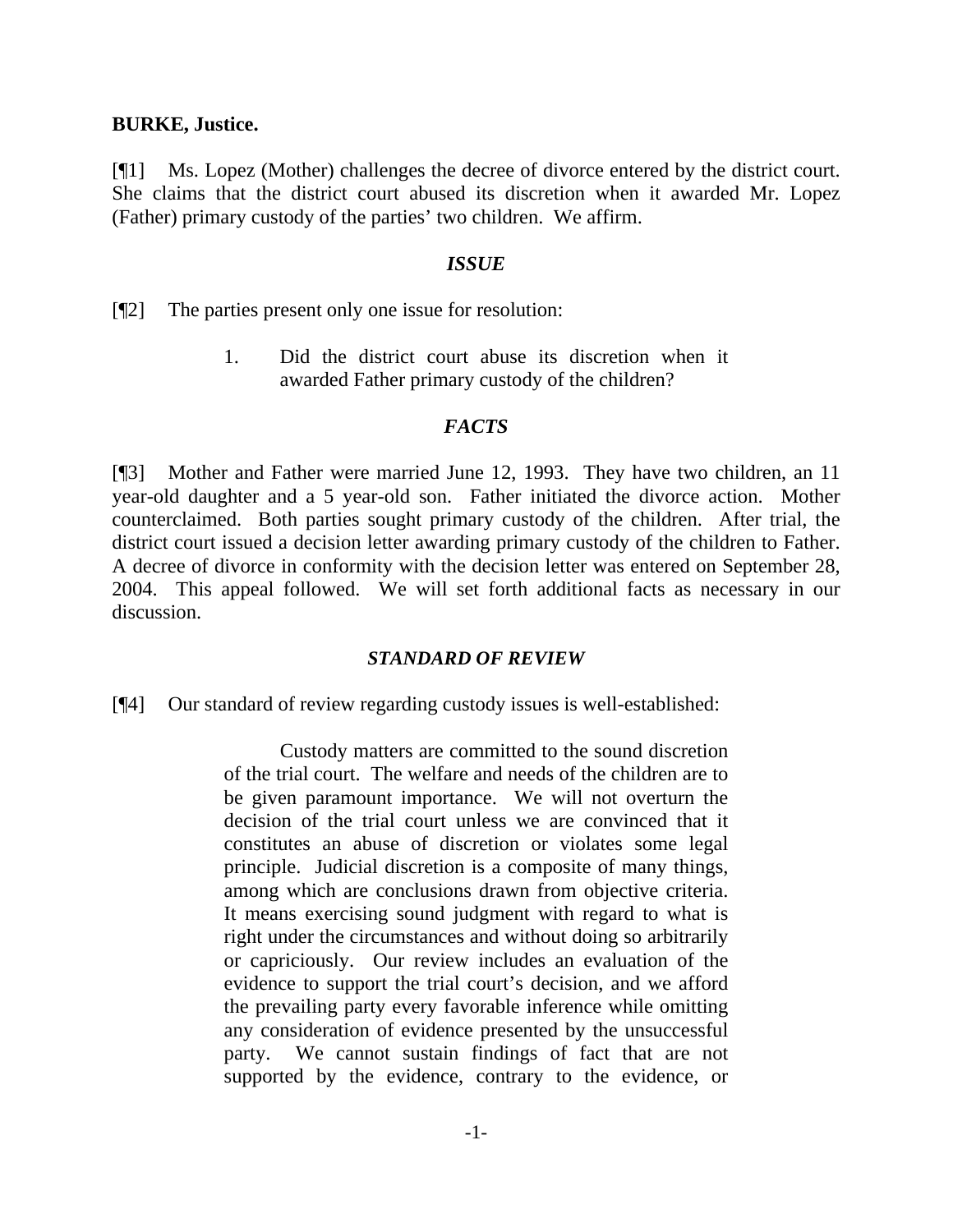**BURKE, Justice.**

[¶1] Ms. Lopez (Mother) challenges the decree of divorce entered by the district court. She claims that the district court abused its discretion when it awarded Mr. Lopez (Father) primary custody of the parties' two children. We affirm.

### *ISSUE*

[¶2] The parties present only one issue for resolution:

> 1. Did the district court abuse its discretion when it awarded Father primary custody of the children?

### *FACTS*

[¶3] Mother and Father were married June 12, 1993. They have two children, an 11 year-old daughter and a 5 year-old son. Father initiated the divorce action. Mother counterclaimed. Both parties sought primary custody of the children. After trial, the district court issued a decision letter awarding primary custody of the children to Father. A decree of divorce in conformity with the decision letter was entered on September 28, 2004. This appeal followed. We will set forth additional facts as necessary in our discussion.

### *STANDARD OF REVIEW*

[¶4] Our standard of review regarding custody issues is well-established:

> Custody matters are committed to the sound discretion of the trial court. The welfare and needs of the children are to be given paramount importance. We will not overturn the decision of the trial court unless we are convinced that it constitutes an abuse of discretion or violates some legal principle. Judicial discretion is a composite of many things, among which are conclusions drawn from objective criteria. It means exercising sound judgment with regard to what is right under the circumstances and without doing so arbitrarily or capriciously. Our review includes an evaluation of the evidence to support the trial court's decision, and we afford the prevailing party every favorable inference while omitting any consideration of evidence presented by the unsuccessful party. We cannot sustain findings of fact that are not supported by the evidence, contrary to the evidence, or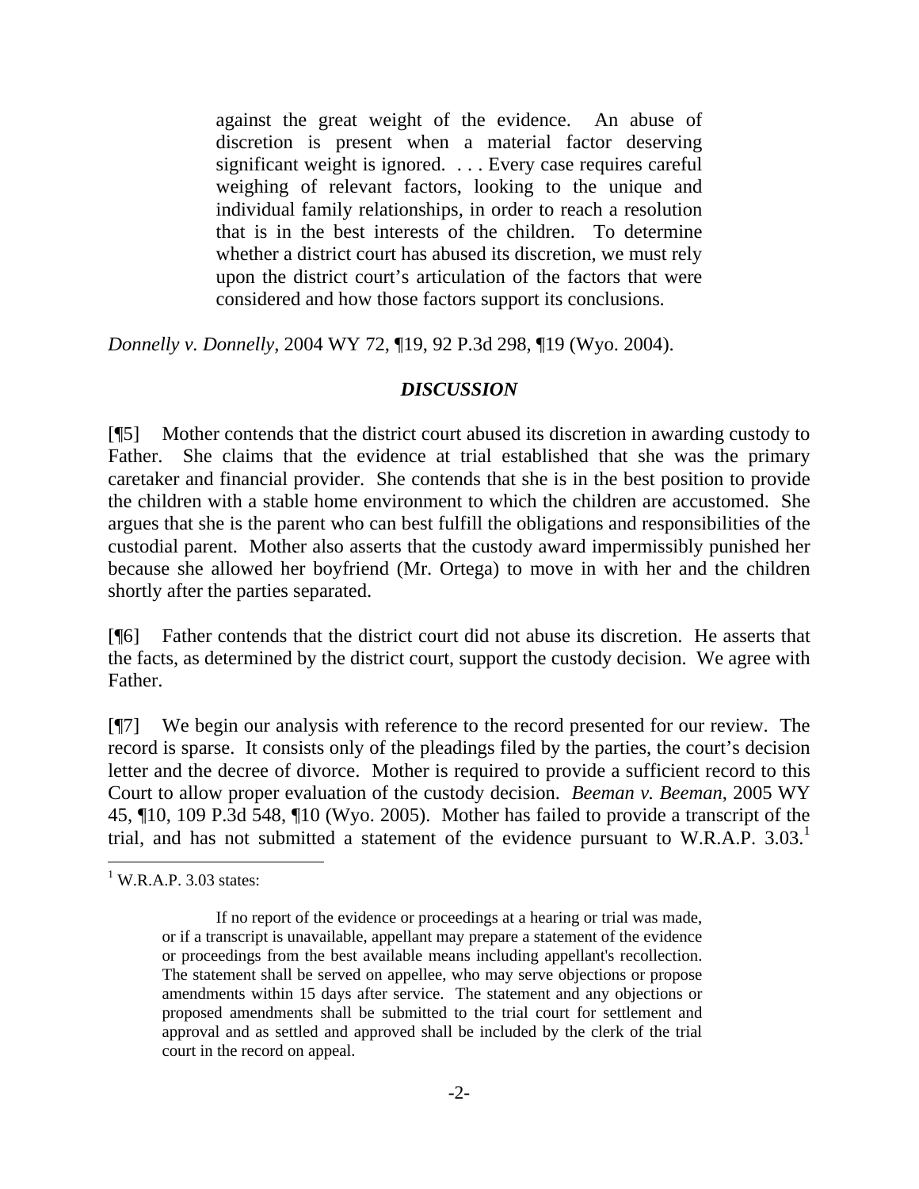> against the great weight of the evidence. An abuse of discretion is present when a material factor deserving significant weight is ignored. . . . Every case requires careful weighing of relevant factors, looking to the unique and individual family relationships, in order to reach a resolution that is in the best interests of the children. To determine whether a district court has abused its discretion, we must rely upon the district court's articulation of the factors that were considered and how those factors support its conclusions.

*Donnelly v. Donnelly*, 2004 WY 72, ¶19, 92 P.3d 298, ¶19 (Wyo. 2004).

## *DISCUSSION*

[¶5] Mother contends that the district court abused its discretion in awarding custody to Father. She claims that the evidence at trial established that she was the primary caretaker and financial provider. She contends that she is in the best position to provide the children with a stable home environment to which the children are accustomed. She argues that she is the parent who can best fulfill the obligations and responsibilities of the custodial parent. Mother also asserts that the custody award impermissibly punished her because she allowed her boyfriend (Mr. Ortega) to move in with her and the children shortly after the parties separated.

[¶6] Father contends that the district court did not abuse its discretion. He asserts that the facts, as determined by the district court, support the custody decision. We agree with Father.

[¶7] We begin our analysis with reference to the record presented for our review. The record is sparse. It consists only of the pleadings filed by the parties, the court's decision letter and the decree of divorce. Mother is required to provide a sufficient record to this Court to allow proper evaluation of the custody decision. *Beeman v. Beeman*, 2005 WY 45, ¶10, 109 P.3d 548, ¶10 (Wyo. 2005). Mother has failed to provide a transcript of the trial, and has not submitted a statement of the evidence pursuant to W.R.A.P. 3.03.[1]

---

[1] W.R.A.P. 3.03 states:

> If no report of the evidence or proceedings at a hearing or trial was made, or if a transcript is unavailable, appellant may prepare a statement of the evidence or proceedings from the best available means including appellant's recollection. The statement shall be served on appellee, who may serve objections or propose amendments within 15 days after service. The statement and any objections or proposed amendments shall be submitted to the trial court for settlement and approval and as settled and approved shall be included by the clerk of the trial court in the record on appeal.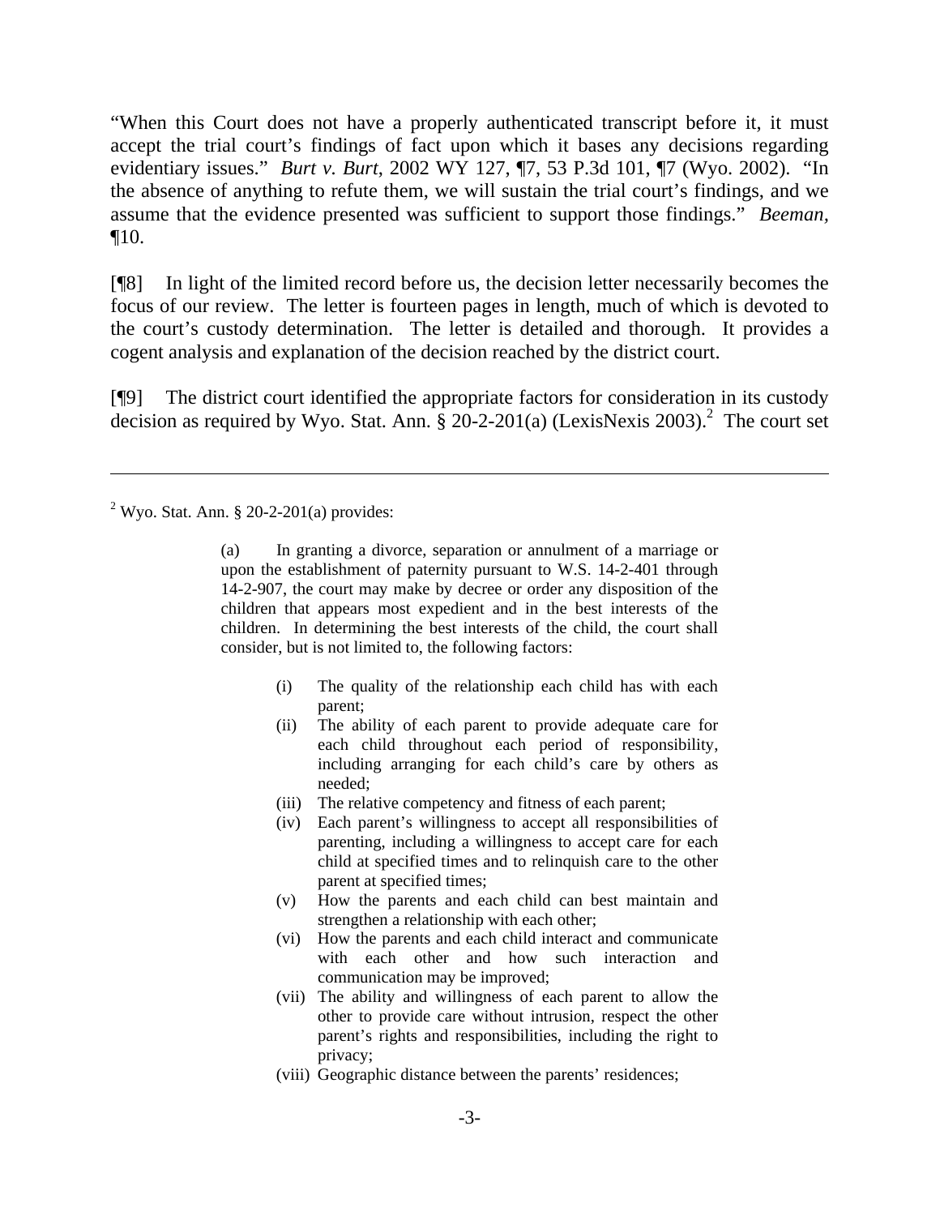"When this Court does not have a properly authenticated transcript before it, it must accept the trial court's findings of fact upon which it bases any decisions regarding evidentiary issues." *Burt v. Burt*, 2002 WY 127, ¶7, 53 P.3d 101, ¶7 (Wyo. 2002). "In the absence of anything to refute them, we will sustain the trial court's findings, and we assume that the evidence presented was sufficient to support those findings." *Beeman*, ¶10.

[¶8] In light of the limited record before us, the decision letter necessarily becomes the focus of our review. The letter is fourteen pages in length, much of which is devoted to the court's custody determination. The letter is detailed and thorough. It provides a cogent analysis and explanation of the decision reached by the district court.

[¶9] The district court identified the appropriate factors for consideration in its custody decision as required by Wyo. Stat. Ann. § 20-2-201(a) (LexisNexis 2003).[2] The court set

---

[2] Wyo. Stat. Ann. § 20-2-201(a) provides:

> (a) In granting a divorce, separation or annulment of a marriage or upon the establishment of paternity pursuant to W.S. 14-2-401 through 14-2-907, the court may make by decree or order any disposition of the children that appears most expedient and in the best interests of the children. In determining the best interests of the child, the court shall consider, but is not limited to, the following factors:
>
> (i) The quality of the relationship each child has with each parent;
>
> (ii) The ability of each parent to provide adequate care for each child throughout each period of responsibility, including arranging for each child's care by others as needed;
>
> (iii) The relative competency and fitness of each parent;
>
> (iv) Each parent's willingness to accept all responsibilities of parenting, including a willingness to accept care for each child at specified times and to relinquish care to the other parent at specified times;
>
> (v) How the parents and each child can best maintain and strengthen a relationship with each other;
>
> (vi) How the parents and each child interact and communicate with each other and how such interaction and communication may be improved;
>
> (vii) The ability and willingness of each parent to allow the other to provide care without intrusion, respect the other parent's rights and responsibilities, including the right to privacy;
>
> (viii) Geographic distance between the parents' residences;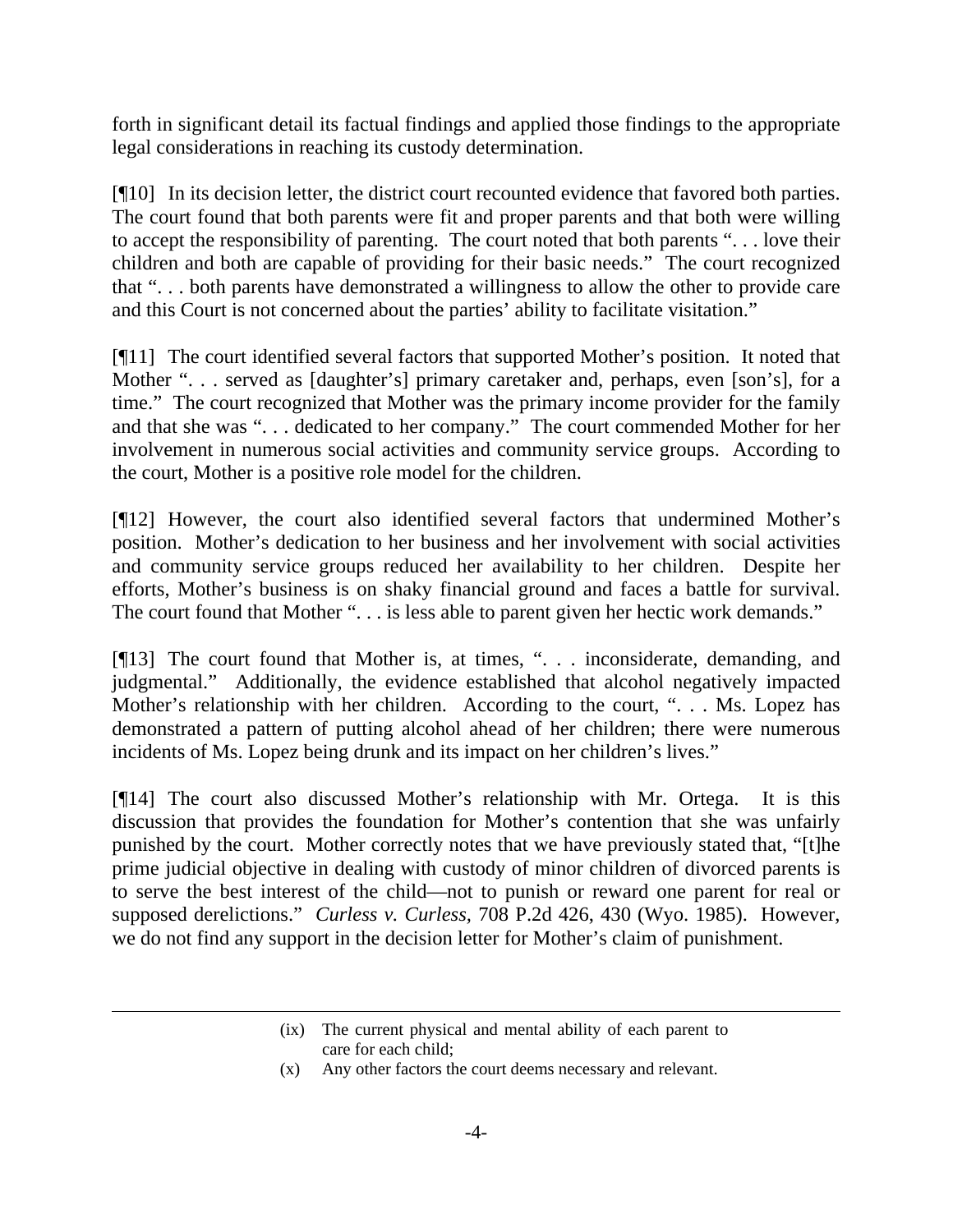forth in significant detail its factual findings and applied those findings to the appropriate legal considerations in reaching its custody determination.

[¶10] In its decision letter, the district court recounted evidence that favored both parties. The court found that both parents were fit and proper parents and that both were willing to accept the responsibility of parenting. The court noted that both parents ". . . love their children and both are capable of providing for their basic needs." The court recognized that ". . . both parents have demonstrated a willingness to allow the other to provide care and this Court is not concerned about the parties' ability to facilitate visitation."

[¶11] The court identified several factors that supported Mother's position. It noted that Mother ". . . served as [daughter's] primary caretaker and, perhaps, even [son's], for a time." The court recognized that Mother was the primary income provider for the family and that she was ". . . dedicated to her company." The court commended Mother for her involvement in numerous social activities and community service groups. According to the court, Mother is a positive role model for the children.

[¶12] However, the court also identified several factors that undermined Mother's position. Mother's dedication to her business and her involvement with social activities and community service groups reduced her availability to her children. Despite her efforts, Mother's business is on shaky financial ground and faces a battle for survival. The court found that Mother ". . . is less able to parent given her hectic work demands."

[¶13] The court found that Mother is, at times, ". . . inconsiderate, demanding, and judgmental." Additionally, the evidence established that alcohol negatively impacted Mother's relationship with her children. According to the court, ". . . Ms. Lopez has demonstrated a pattern of putting alcohol ahead of her children; there were numerous incidents of Ms. Lopez being drunk and its impact on her children's lives."

[¶14] The court also discussed Mother's relationship with Mr. Ortega. It is this discussion that provides the foundation for Mother's contention that she was unfairly punished by the court. Mother correctly notes that we have previously stated that, "[t]he prime judicial objective in dealing with custody of minor children of divorced parents is to serve the best interest of the child—not to punish or reward one parent for real or supposed derelictions." *Curless v. Curless*, 708 P.2d 426, 430 (Wyo. 1985). However, we do not find any support in the decision letter for Mother's claim of punishment.

---

(ix) The current physical and mental ability of each parent to care for each child;

(x) Any other factors the court deems necessary and relevant.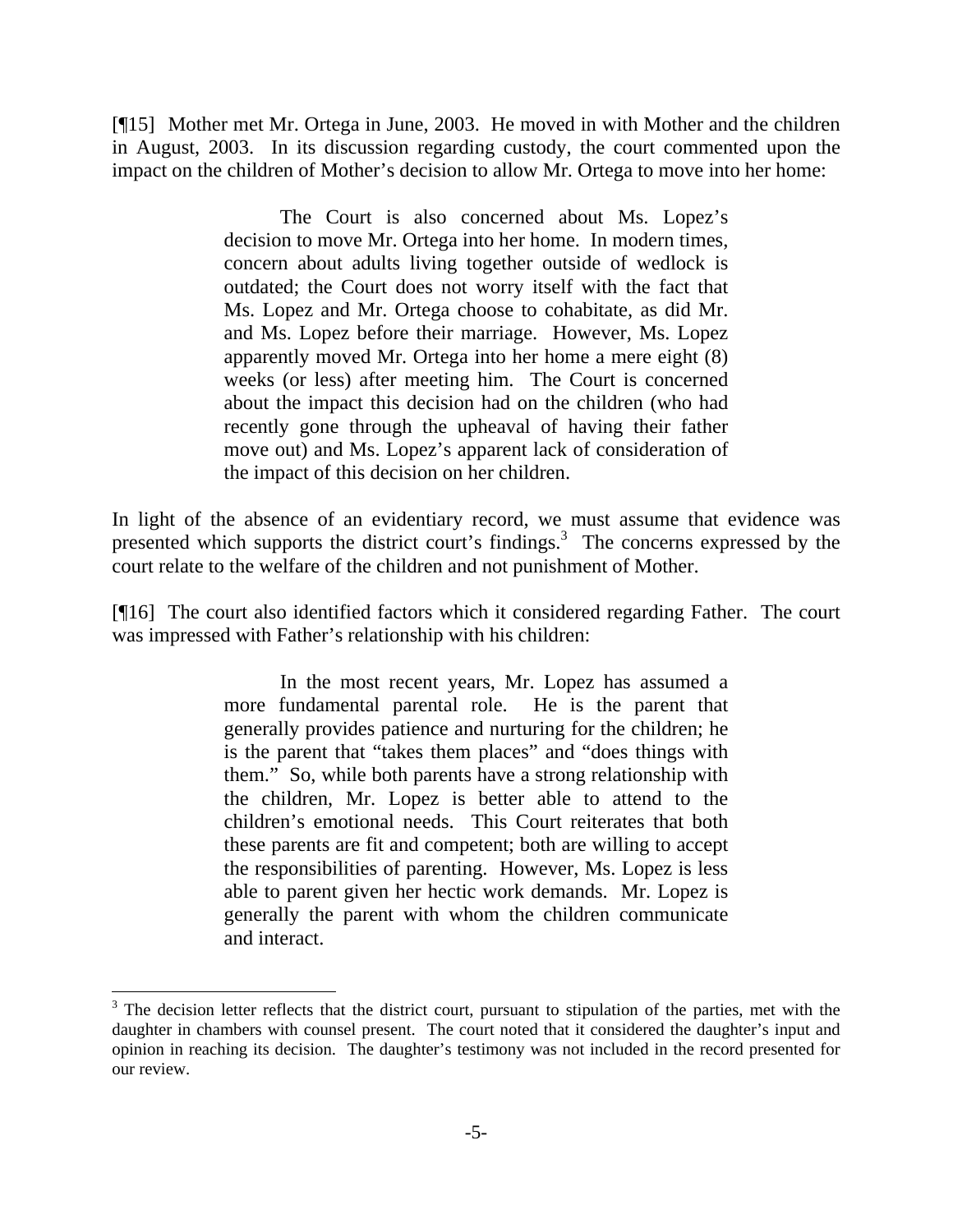[¶15] Mother met Mr. Ortega in June, 2003. He moved in with Mother and the children in August, 2003. In its discussion regarding custody, the court commented upon the impact on the children of Mother's decision to allow Mr. Ortega to move into her home:

> The Court is also concerned about Ms. Lopez's decision to move Mr. Ortega into her home. In modern times, concern about adults living together outside of wedlock is outdated; the Court does not worry itself with the fact that Ms. Lopez and Mr. Ortega choose to cohabitate, as did Mr. and Ms. Lopez before their marriage. However, Ms. Lopez apparently moved Mr. Ortega into her home a mere eight (8) weeks (or less) after meeting him. The Court is concerned about the impact this decision had on the children (who had recently gone through the upheaval of having their father move out) and Ms. Lopez's apparent lack of consideration of the impact of this decision on her children.

In light of the absence of an evidentiary record, we must assume that evidence was presented which supports the district court's findings.[3] The concerns expressed by the court relate to the welfare of the children and not punishment of Mother.

[¶16] The court also identified factors which it considered regarding Father. The court was impressed with Father's relationship with his children:

> In the most recent years, Mr. Lopez has assumed a more fundamental parental role. He is the parent that generally provides patience and nurturing for the children; he is the parent that "takes them places" and "does things with them." So, while both parents have a strong relationship with the children, Mr. Lopez is better able to attend to the children's emotional needs. This Court reiterates that both these parents are fit and competent; both are willing to accept the responsibilities of parenting. However, Ms. Lopez is less able to parent given her hectic work demands. Mr. Lopez is generally the parent with whom the children communicate and interact.

---

[3] The decision letter reflects that the district court, pursuant to stipulation of the parties, met with the daughter in chambers with counsel present. The court noted that it considered the daughter's input and opinion in reaching its decision. The daughter's testimony was not included in the record presented for our review.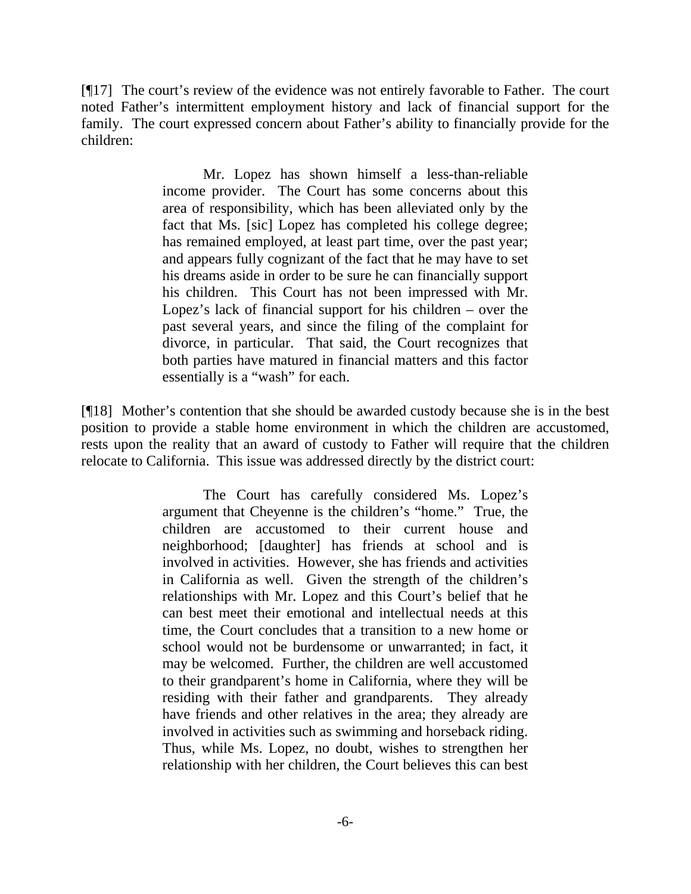[¶17] The court's review of the evidence was not entirely favorable to Father. The court noted Father's intermittent employment history and lack of financial support for the family. The court expressed concern about Father's ability to financially provide for the children:

> Mr. Lopez has shown himself a less-than-reliable income provider. The Court has some concerns about this area of responsibility, which has been alleviated only by the fact that Ms. [sic] Lopez has completed his college degree; has remained employed, at least part time, over the past year; and appears fully cognizant of the fact that he may have to set his dreams aside in order to be sure he can financially support his children. This Court has not been impressed with Mr. Lopez's lack of financial support for his children – over the past several years, and since the filing of the complaint for divorce, in particular. That said, the Court recognizes that both parties have matured in financial matters and this factor essentially is a "wash" for each.

[¶18] Mother's contention that she should be awarded custody because she is in the best position to provide a stable home environment in which the children are accustomed, rests upon the reality that an award of custody to Father will require that the children relocate to California. This issue was addressed directly by the district court:

> The Court has carefully considered Ms. Lopez's argument that Cheyenne is the children's "home." True, the children are accustomed to their current house and neighborhood; [daughter] has friends at school and is involved in activities. However, she has friends and activities in California as well. Given the strength of the children's relationships with Mr. Lopez and this Court's belief that he can best meet their emotional and intellectual needs at this time, the Court concludes that a transition to a new home or school would not be burdensome or unwarranted; in fact, it may be welcomed. Further, the children are well accustomed to their grandparent's home in California, where they will be residing with their father and grandparents. They already have friends and other relatives in the area; they already are involved in activities such as swimming and horseback riding. Thus, while Ms. Lopez, no doubt, wishes to strengthen her relationship with her children, the Court believes this can best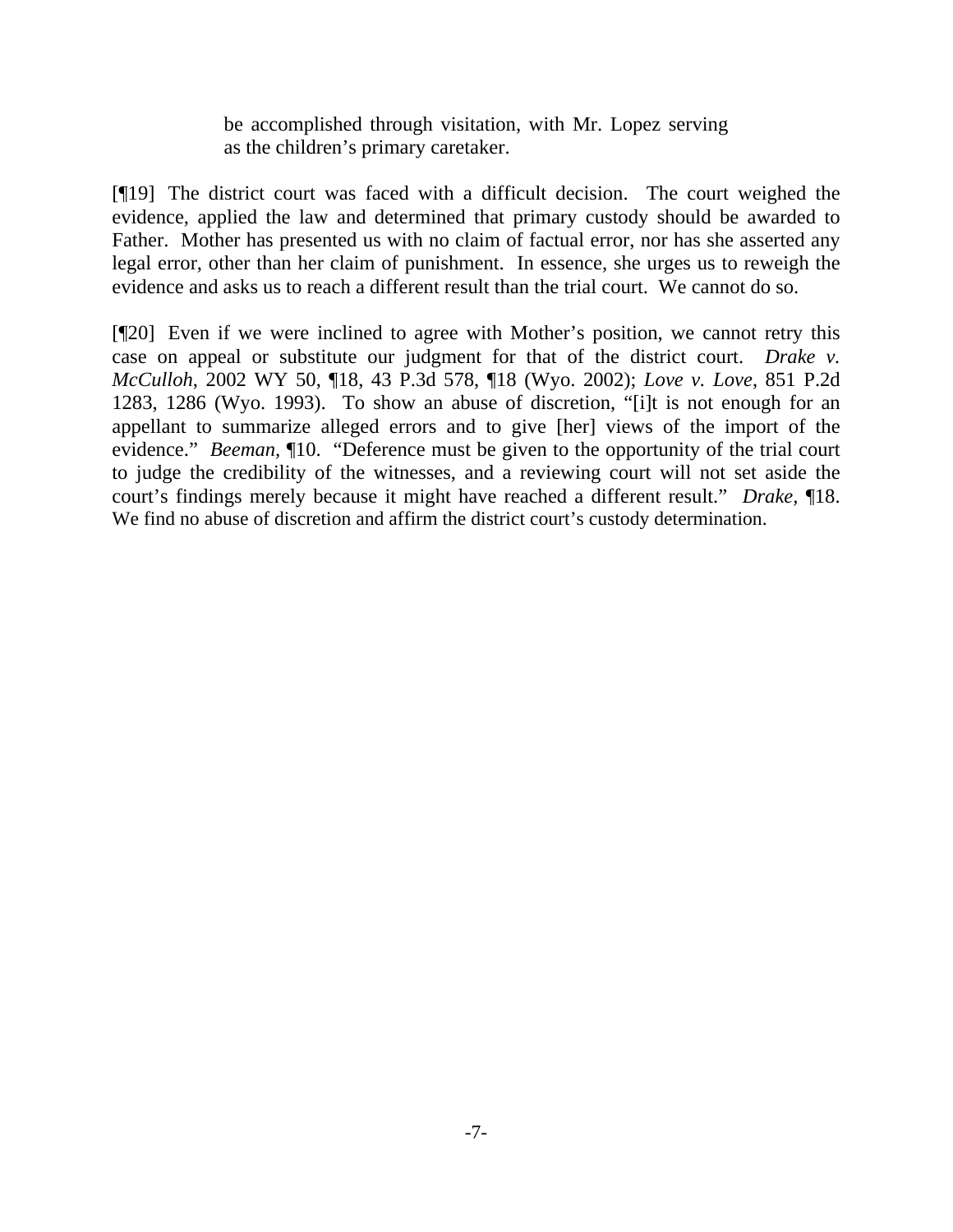> be accomplished through visitation, with Mr. Lopez serving as the children's primary caretaker.

[¶19] The district court was faced with a difficult decision. The court weighed the evidence, applied the law and determined that primary custody should be awarded to Father. Mother has presented us with no claim of factual error, nor has she asserted any legal error, other than her claim of punishment. In essence, she urges us to reweigh the evidence and asks us to reach a different result than the trial court. We cannot do so.

[¶20] Even if we were inclined to agree with Mother's position, we cannot retry this case on appeal or substitute our judgment for that of the district court. *Drake v. McCulloh*, 2002 WY 50, ¶18, 43 P.3d 578, ¶18 (Wyo. 2002); *Love v. Love*, 851 P.2d 1283, 1286 (Wyo. 1993). To show an abuse of discretion, "[i]t is not enough for an appellant to summarize alleged errors and to give [her] views of the import of the evidence." *Beeman*, ¶10. "Deference must be given to the opportunity of the trial court to judge the credibility of the witnesses, and a reviewing court will not set aside the court's findings merely because it might have reached a different result." *Drake*, ¶18. We find no abuse of discretion and affirm the district court's custody determination.